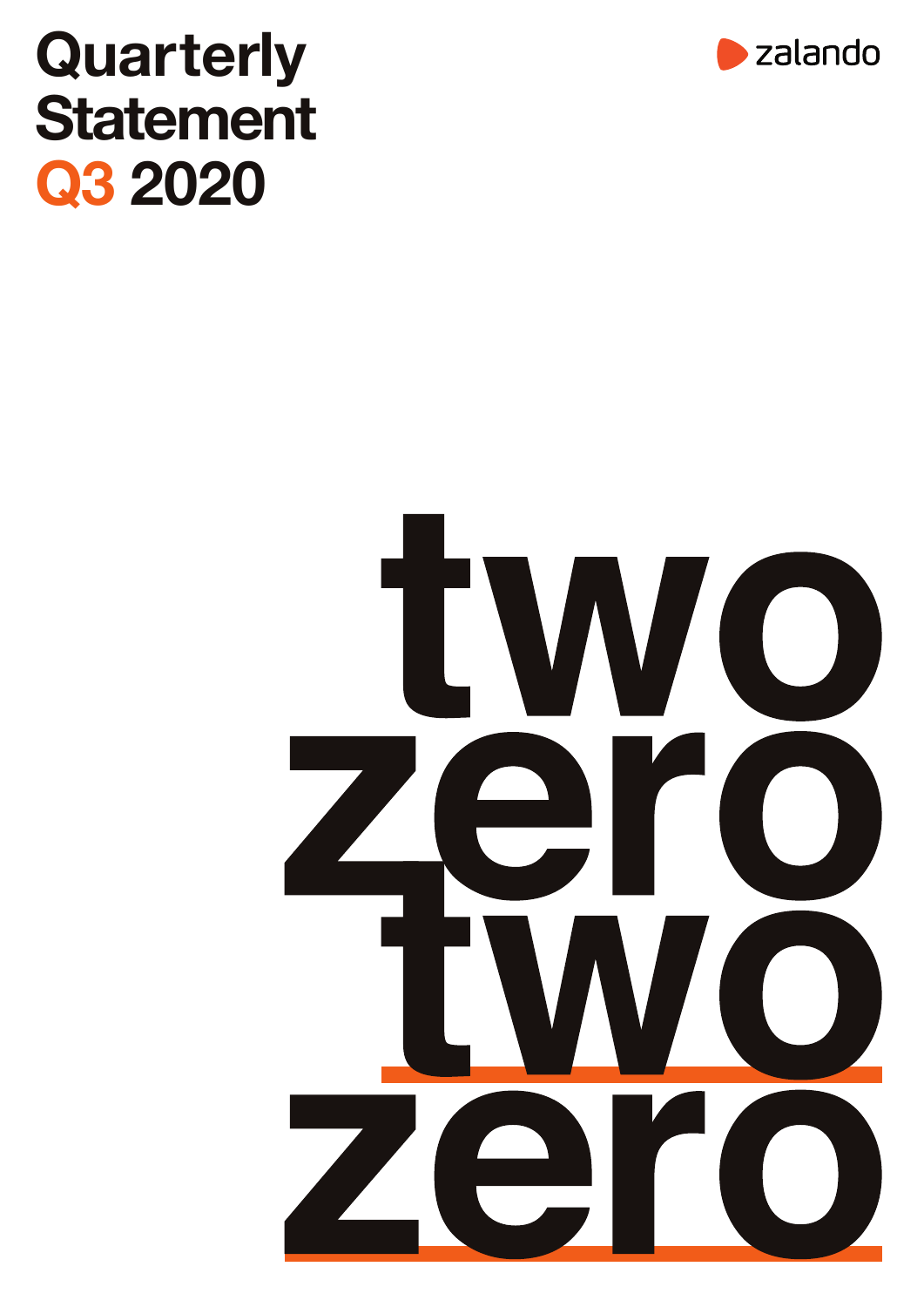# Quarterly Statement Q3 2020

zalando

two
zero
two
zero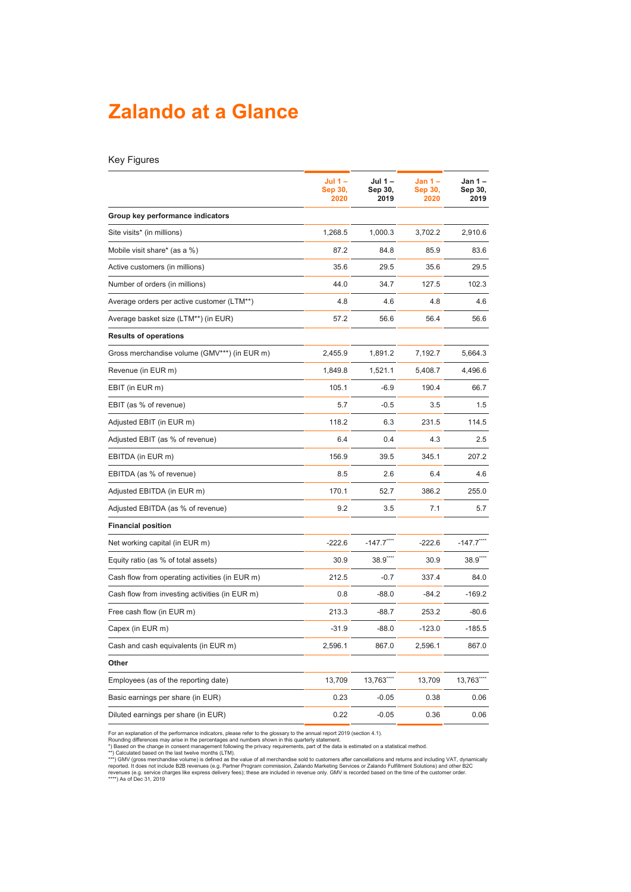# Zalando at a Glance

Key Figures

| | Jul 1 – Sep 30, 2020 | Jul 1 – Sep 30, 2019 | Jan 1 – Sep 30, 2020 | Jan 1 – Sep 30, 2019 |
|---|---|---|---|---|
| **Group key performance indicators** | | | | |
| Site visits* (in millions) | 1,268.5 | 1,000.3 | 3,702.2 | 2,910.6 |
| Mobile visit share* (as a %) | 87.2 | 84.8 | 85.9 | 83.6 |
| Active customers (in millions) | 35.6 | 29.5 | 35.6 | 29.5 |
| Number of orders (in millions) | 44.0 | 34.7 | 127.5 | 102.3 |
| Average orders per active customer (LTM**) | 4.8 | 4.6 | 4.8 | 4.6 |
| Average basket size (LTM**) (in EUR) | 57.2 | 56.6 | 56.4 | 56.6 |
| **Results of operations** | | | | |
| Gross merchandise volume (GMV***) (in EUR m) | 2,455.9 | 1,891.2 | 7,192.7 | 5,664.3 |
| Revenue (in EUR m) | 1,849.8 | 1,521.1 | 5,408.7 | 4,496.6 |
| EBIT (in EUR m) | 105.1 | -6.9 | 190.4 | 66.7 |
| EBIT (as % of revenue) | 5.7 | -0.5 | 3.5 | 1.5 |
| Adjusted EBIT (in EUR m) | 118.2 | 6.3 | 231.5 | 114.5 |
| Adjusted EBIT (as % of revenue) | 6.4 | 0.4 | 4.3 | 2.5 |
| EBITDA (in EUR m) | 156.9 | 39.5 | 345.1 | 207.2 |
| EBITDA (as % of revenue) | 8.5 | 2.6 | 6.4 | 4.6 |
| Adjusted EBITDA (in EUR m) | 170.1 | 52.7 | 386.2 | 255.0 |
| Adjusted EBITDA (as % of revenue) | 9.2 | 3.5 | 7.1 | 5.7 |
| **Financial position** | | | | |
| Net working capital (in EUR m) | -222.6 | -147.7**** | -222.6 | -147.7**** |
| Equity ratio (as % of total assets) | 30.9 | 38.9**** | 30.9 | 38.9**** |
| Cash flow from operating activities (in EUR m) | 212.5 | -0.7 | 337.4 | 84.0 |
| Cash flow from investing activities (in EUR m) | 0.8 | -88.0 | -84.2 | -169.2 |
| Free cash flow (in EUR m) | 213.3 | -88.7 | 253.2 | -80.6 |
| Capex (in EUR m) | -31.9 | -88.0 | -123.0 | -185.5 |
| Cash and cash equivalents (in EUR m) | 2,596.1 | 867.0 | 2,596.1 | 867.0 |
| **Other** | | | | |
| Employees (as of the reporting date) | 13,709 | 13,763**** | 13,709 | 13,763**** |
| Basic earnings per share (in EUR) | 0.23 | -0.05 | 0.38 | 0.06 |
| Diluted earnings per share (in EUR) | 0.22 | -0.05 | 0.36 | 0.06 |

For an explanation of the performance indicators, please refer to the glossary to the annual report 2019 (section 4.1).
Rounding differences may arise in the percentages and numbers shown in this quarterly statement.
*) Based on the change in consent management following the privacy requirements, part of the data is estimated on a statistical method.
**) Calculated based on the last twelve months (LTM).
***) GMV (gross merchandise volume) is defined as the value of all merchandise sold to customers after cancellations and returns and including VAT, dynamically reported. It does not include B2B revenues (e.g. Partner Program commission, Zalando Marketing Services or Zalando Fulfillment Solutions) and other B2C revenues (e.g. service charges like express delivery fees); these are included in revenue only. GMV is recorded based on the time of the customer order.
****) As of Dec 31, 2019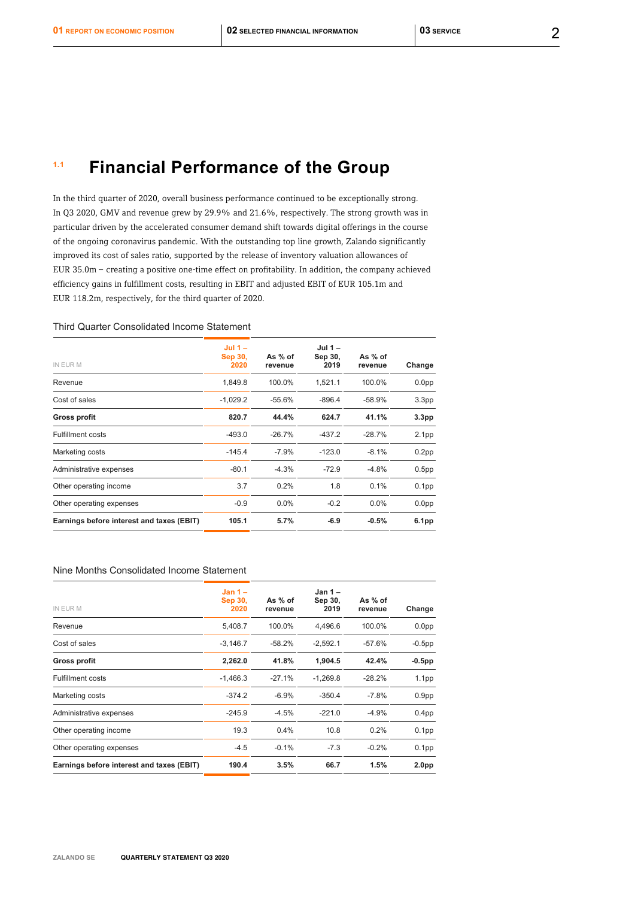## 1.1 Financial Performance of the Group

In the third quarter of 2020, overall business performance continued to be exceptionally strong. In Q3 2020, GMV and revenue grew by 29.9% and 21.6%, respectively. The strong growth was in particular driven by the accelerated consumer demand shift towards digital offerings in the course of the ongoing coronavirus pandemic. With the outstanding top line growth, Zalando significantly improved its cost of sales ratio, supported by the release of inventory valuation allowances of EUR 35.0m – creating a positive one-time effect on profitability. In addition, the company achieved efficiency gains in fulfillment costs, resulting in EBIT and adjusted EBIT of EUR 105.1m and EUR 118.2m, respectively, for the third quarter of 2020.

Third Quarter Consolidated Income Statement

| IN EUR M | Jul 1 – Sep 30, 2020 | As % of revenue | Jul 1 – Sep 30, 2019 | As % of revenue | Change |
|---|---|---|---|---|---|
| Revenue | 1,849.8 | 100.0% | 1,521.1 | 100.0% | 0.0pp |
| Cost of sales | -1,029.2 | -55.6% | -896.4 | -58.9% | 3.3pp |
| **Gross profit** | **820.7** | **44.4%** | **624.7** | **41.1%** | **3.3pp** |
| Fulfillment costs | -493.0 | -26.7% | -437.2 | -28.7% | 2.1pp |
| Marketing costs | -145.4 | -7.9% | -123.0 | -8.1% | 0.2pp |
| Administrative expenses | -80.1 | -4.3% | -72.9 | -4.8% | 0.5pp |
| Other operating income | 3.7 | 0.2% | 1.8 | 0.1% | 0.1pp |
| Other operating expenses | -0.9 | 0.0% | -0.2 | 0.0% | 0.0pp |
| **Earnings before interest and taxes (EBIT)** | **105.1** | **5.7%** | **-6.9** | **-0.5%** | **6.1pp** |

Nine Months Consolidated Income Statement

| IN EUR M | Jan 1 – Sep 30, 2020 | As % of revenue | Jan 1 – Sep 30, 2019 | As % of revenue | Change |
|---|---|---|---|---|---|
| Revenue | 5,408.7 | 100.0% | 4,496.6 | 100.0% | 0.0pp |
| Cost of sales | -3,146.7 | -58.2% | -2,592.1 | -57.6% | -0.5pp |
| **Gross profit** | **2,262.0** | **41.8%** | **1,904.5** | **42.4%** | **-0.5pp** |
| Fulfillment costs | -1,466.3 | -27.1% | -1,269.8 | -28.2% | 1.1pp |
| Marketing costs | -374.2 | -6.9% | -350.4 | -7.8% | 0.9pp |
| Administrative expenses | -245.9 | -4.5% | -221.0 | -4.9% | 0.4pp |
| Other operating income | 19.3 | 0.4% | 10.8 | 0.2% | 0.1pp |
| Other operating expenses | -4.5 | -0.1% | -7.3 | -0.2% | 0.1pp |
| **Earnings before interest and taxes (EBIT)** | **190.4** | **3.5%** | **66.7** | **1.5%** | **2.0pp** |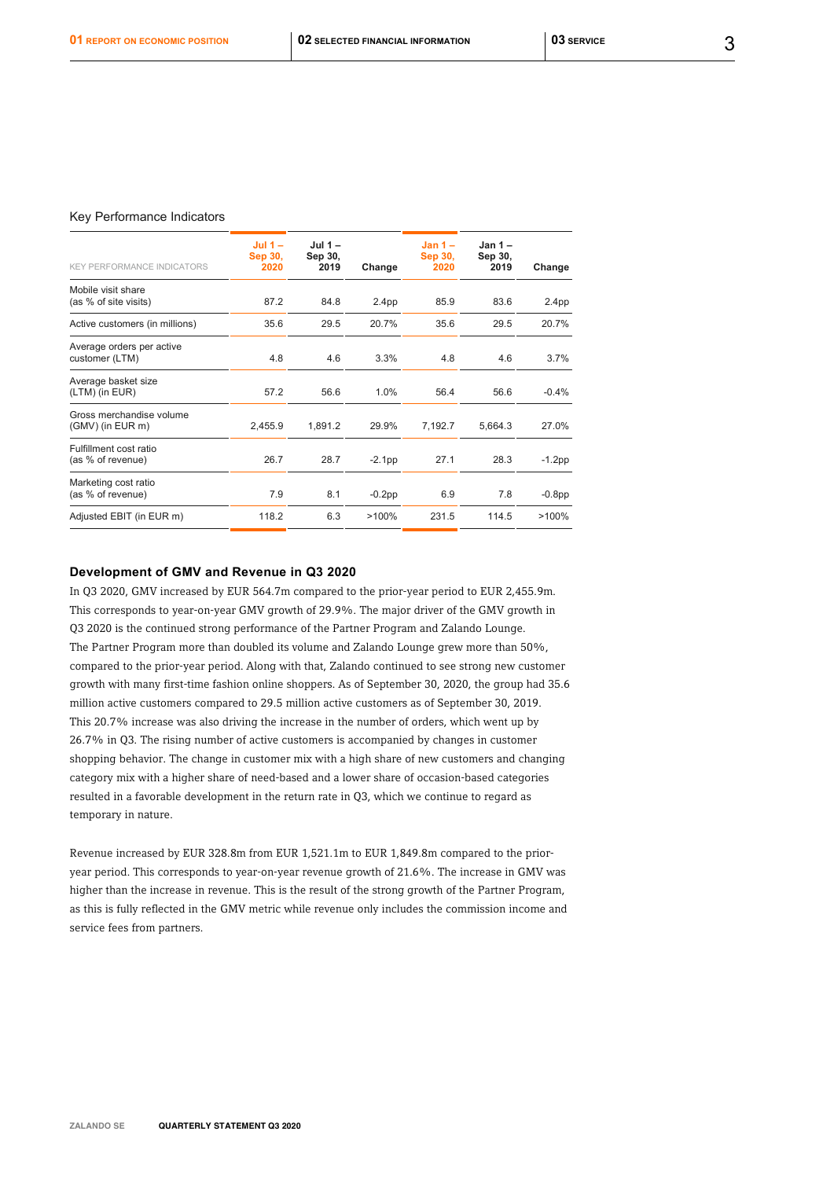Key Performance Indicators

| KEY PERFORMANCE INDICATORS | Jul 1 – Sep 30, 2020 | Jul 1 – Sep 30, 2019 | Change | Jan 1 – Sep 30, 2020 | Jan 1 – Sep 30, 2019 | Change |
|---|---|---|---|---|---|---|
| Mobile visit share (as % of site visits) | 87.2 | 84.8 | 2.4pp | 85.9 | 83.6 | 2.4pp |
| Active customers (in millions) | 35.6 | 29.5 | 20.7% | 35.6 | 29.5 | 20.7% |
| Average orders per active customer (LTM) | 4.8 | 4.6 | 3.3% | 4.8 | 4.6 | 3.7% |
| Average basket size (LTM) (in EUR) | 57.2 | 56.6 | 1.0% | 56.4 | 56.6 | -0.4% |
| Gross merchandise volume (GMV) (in EUR m) | 2,455.9 | 1,891.2 | 29.9% | 7,192.7 | 5,664.3 | 27.0% |
| Fulfillment cost ratio (as % of revenue) | 26.7 | 28.7 | -2.1pp | 27.1 | 28.3 | -1.2pp |
| Marketing cost ratio (as % of revenue) | 7.9 | 8.1 | -0.2pp | 6.9 | 7.8 | -0.8pp |
| Adjusted EBIT (in EUR m) | 118.2 | 6.3 | >100% | 231.5 | 114.5 | >100% |

## Development of GMV and Revenue in Q3 2020

In Q3 2020, GMV increased by EUR 564.7m compared to the prior-year period to EUR 2,455.9m. This corresponds to year-on-year GMV growth of 29.9%. The major driver of the GMV growth in Q3 2020 is the continued strong performance of the Partner Program and Zalando Lounge. The Partner Program more than doubled its volume and Zalando Lounge grew more than 50%, compared to the prior-year period. Along with that, Zalando continued to see strong new customer growth with many first-time fashion online shoppers. As of September 30, 2020, the group had 35.6 million active customers compared to 29.5 million active customers as of September 30, 2019. This 20.7% increase was also driving the increase in the number of orders, which went up by 26.7% in Q3. The rising number of active customers is accompanied by changes in customer shopping behavior. The change in customer mix with a high share of new customers and changing category mix with a higher share of need-based and a lower share of occasion-based categories resulted in a favorable development in the return rate in Q3, which we continue to regard as temporary in nature.

Revenue increased by EUR 328.8m from EUR 1,521.1m to EUR 1,849.8m compared to the prior-year period. This corresponds to year-on-year revenue growth of 21.6%. The increase in GMV was higher than the increase in revenue. This is the result of the strong growth of the Partner Program, as this is fully reflected in the GMV metric while revenue only includes the commission income and service fees from partners.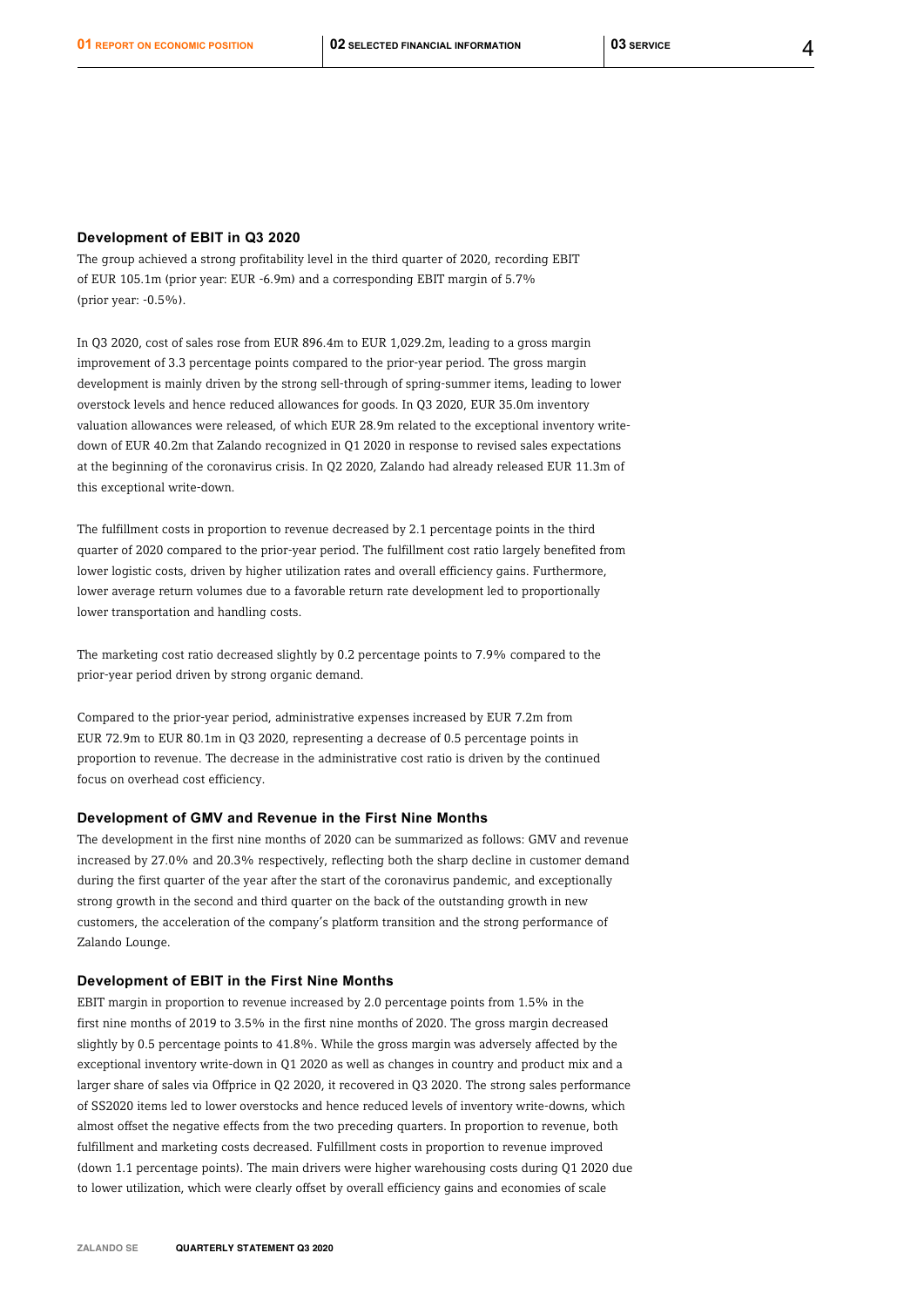### Development of EBIT in Q3 2020

The group achieved a strong profitability level in the third quarter of 2020, recording EBIT of EUR 105.1m (prior year: EUR -6.9m) and a corresponding EBIT margin of 5.7% (prior year: -0.5%).

In Q3 2020, cost of sales rose from EUR 896.4m to EUR 1,029.2m, leading to a gross margin improvement of 3.3 percentage points compared to the prior-year period. The gross margin development is mainly driven by the strong sell-through of spring-summer items, leading to lower overstock levels and hence reduced allowances for goods. In Q3 2020, EUR 35.0m inventory valuation allowances were released, of which EUR 28.9m related to the exceptional inventory write-down of EUR 40.2m that Zalando recognized in Q1 2020 in response to revised sales expectations at the beginning of the coronavirus crisis. In Q2 2020, Zalando had already released EUR 11.3m of this exceptional write-down.

The fulfillment costs in proportion to revenue decreased by 2.1 percentage points in the third quarter of 2020 compared to the prior-year period. The fulfillment cost ratio largely benefited from lower logistic costs, driven by higher utilization rates and overall efficiency gains. Furthermore, lower average return volumes due to a favorable return rate development led to proportionally lower transportation and handling costs.

The marketing cost ratio decreased slightly by 0.2 percentage points to 7.9% compared to the prior-year period driven by strong organic demand.

Compared to the prior-year period, administrative expenses increased by EUR 7.2m from EUR 72.9m to EUR 80.1m in Q3 2020, representing a decrease of 0.5 percentage points in proportion to revenue. The decrease in the administrative cost ratio is driven by the continued focus on overhead cost efficiency.

### Development of GMV and Revenue in the First Nine Months

The development in the first nine months of 2020 can be summarized as follows: GMV and revenue increased by 27.0% and 20.3% respectively, reflecting both the sharp decline in customer demand during the first quarter of the year after the start of the coronavirus pandemic, and exceptionally strong growth in the second and third quarter on the back of the outstanding growth in new customers, the acceleration of the company's platform transition and the strong performance of Zalando Lounge.

### Development of EBIT in the First Nine Months

EBIT margin in proportion to revenue increased by 2.0 percentage points from 1.5% in the first nine months of 2019 to 3.5% in the first nine months of 2020. The gross margin decreased slightly by 0.5 percentage points to 41.8%. While the gross margin was adversely affected by the exceptional inventory write-down in Q1 2020 as well as changes in country and product mix and a larger share of sales via Offprice in Q2 2020, it recovered in Q3 2020. The strong sales performance of SS2020 items led to lower overstocks and hence reduced levels of inventory write-downs, which almost offset the negative effects from the two preceding quarters. In proportion to revenue, both fulfillment and marketing costs decreased. Fulfillment costs in proportion to revenue improved (down 1.1 percentage points). The main drivers were higher warehousing costs during Q1 2020 due to lower utilization, which were clearly offset by overall efficiency gains and economies of scale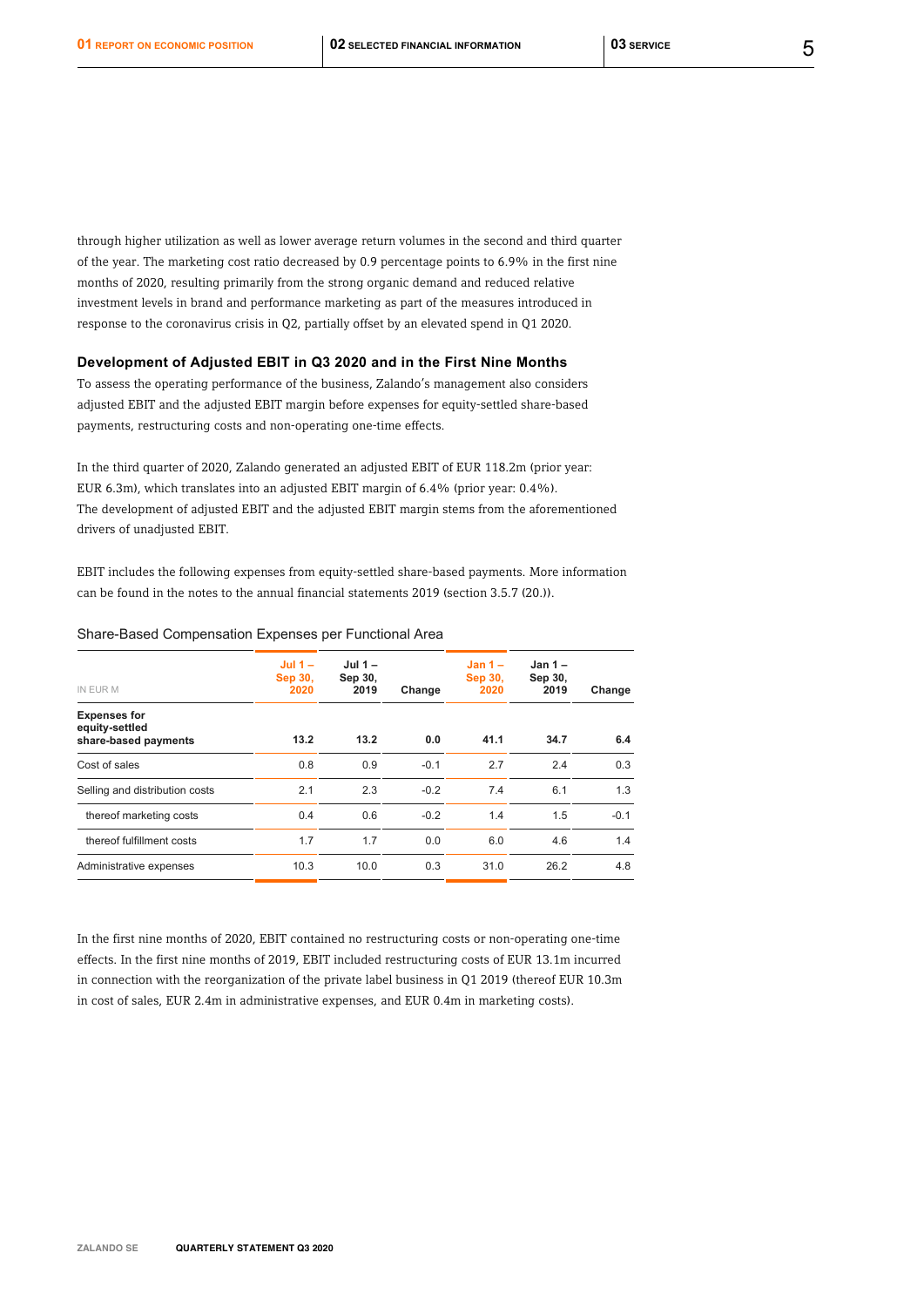through higher utilization as well as lower average return volumes in the second and third quarter of the year. The marketing cost ratio decreased by 0.9 percentage points to 6.9% in the first nine months of 2020, resulting primarily from the strong organic demand and reduced relative investment levels in brand and performance marketing as part of the measures introduced in response to the coronavirus crisis in Q2, partially offset by an elevated spend in Q1 2020.

### Development of Adjusted EBIT in Q3 2020 and in the First Nine Months

To assess the operating performance of the business, Zalando's management also considers adjusted EBIT and the adjusted EBIT margin before expenses for equity-settled share-based payments, restructuring costs and non-operating one-time effects.

In the third quarter of 2020, Zalando generated an adjusted EBIT of EUR 118.2m (prior year: EUR 6.3m), which translates into an adjusted EBIT margin of 6.4% (prior year: 0.4%). The development of adjusted EBIT and the adjusted EBIT margin stems from the aforementioned drivers of unadjusted EBIT.

EBIT includes the following expenses from equity-settled share-based payments. More information can be found in the notes to the annual financial statements 2019 (section 3.5.7 (20.)).

Share-Based Compensation Expenses per Functional Area

| IN EUR M | Jul 1 – Sep 30, 2020 | Jul 1 – Sep 30, 2019 | Change | Jan 1 – Sep 30, 2020 | Jan 1 – Sep 30, 2019 | Change |
|---|---|---|---|---|---|---|
| **Expenses for equity-settled share-based payments** | **13.2** | **13.2** | **0.0** | **41.1** | **34.7** | **6.4** |
| Cost of sales | 0.8 | 0.9 | -0.1 | 2.7 | 2.4 | 0.3 |
| Selling and distribution costs | 2.1 | 2.3 | -0.2 | 7.4 | 6.1 | 1.3 |
| thereof marketing costs | 0.4 | 0.6 | -0.2 | 1.4 | 1.5 | -0.1 |
| thereof fulfillment costs | 1.7 | 1.7 | 0.0 | 6.0 | 4.6 | 1.4 |
| Administrative expenses | 10.3 | 10.0 | 0.3 | 31.0 | 26.2 | 4.8 |

In the first nine months of 2020, EBIT contained no restructuring costs or non-operating one-time effects. In the first nine months of 2019, EBIT included restructuring costs of EUR 13.1m incurred in connection with the reorganization of the private label business in Q1 2019 (thereof EUR 10.3m in cost of sales, EUR 2.4m in administrative expenses, and EUR 0.4m in marketing costs).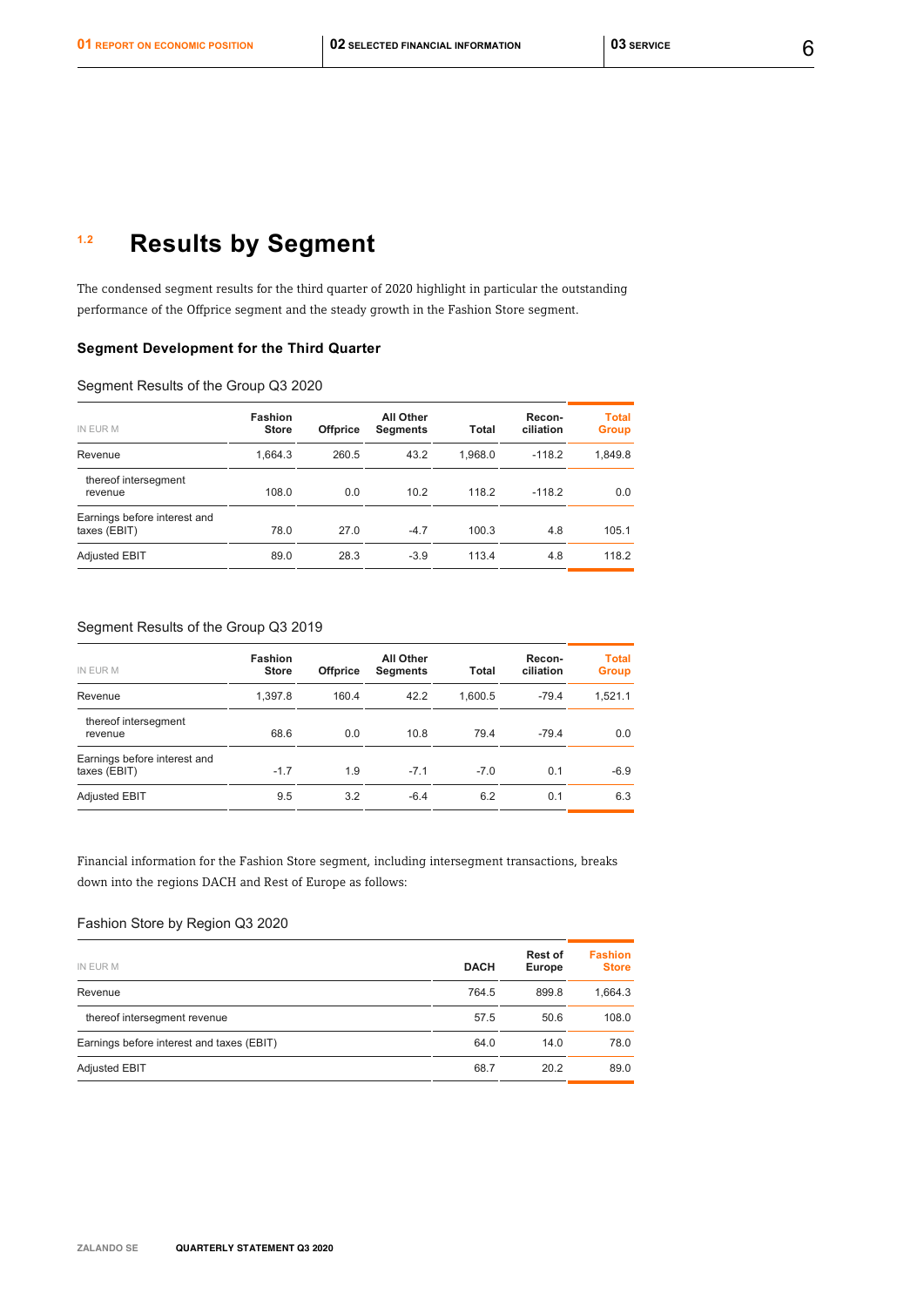## 1.2 Results by Segment

The condensed segment results for the third quarter of 2020 highlight in particular the outstanding performance of the Offprice segment and the steady growth in the Fashion Store segment.

### Segment Development for the Third Quarter

Segment Results of the Group Q3 2020

| IN EUR M | Fashion Store | Offprice | All Other Segments | Total | Recon-ciliation | Total Group |
|---|---|---|---|---|---|---|
| Revenue | 1,664.3 | 260.5 | 43.2 | 1,968.0 | -118.2 | 1,849.8 |
| thereof intersegment revenue | 108.0 | 0.0 | 10.2 | 118.2 | -118.2 | 0.0 |
| Earnings before interest and taxes (EBIT) | 78.0 | 27.0 | -4.7 | 100.3 | 4.8 | 105.1 |
| Adjusted EBIT | 89.0 | 28.3 | -3.9 | 113.4 | 4.8 | 118.2 |

Segment Results of the Group Q3 2019

| IN EUR M | Fashion Store | Offprice | All Other Segments | Total | Recon-ciliation | Total Group |
|---|---|---|---|---|---|---|
| Revenue | 1,397.8 | 160.4 | 42.2 | 1,600.5 | -79.4 | 1,521.1 |
| thereof intersegment revenue | 68.6 | 0.0 | 10.8 | 79.4 | -79.4 | 0.0 |
| Earnings before interest and taxes (EBIT) | -1.7 | 1.9 | -7.1 | -7.0 | 0.1 | -6.9 |
| Adjusted EBIT | 9.5 | 3.2 | -6.4 | 6.2 | 0.1 | 6.3 |

Financial information for the Fashion Store segment, including intersegment transactions, breaks down into the regions DACH and Rest of Europe as follows:

Fashion Store by Region Q3 2020

| IN EUR M | DACH | Rest of Europe | Fashion Store |
|---|---|---|---|
| Revenue | 764.5 | 899.8 | 1,664.3 |
| thereof intersegment revenue | 57.5 | 50.6 | 108.0 |
| Earnings before interest and taxes (EBIT) | 64.0 | 14.0 | 78.0 |
| Adjusted EBIT | 68.7 | 20.2 | 89.0 |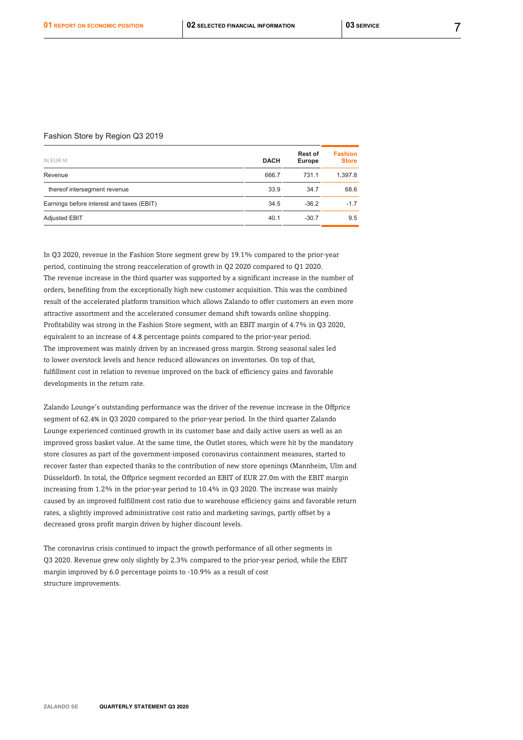Fashion Store by Region Q3 2019

| IN EUR M | DACH | Rest of Europe | Fashion Store |
|---|---|---|---|
| Revenue | 666.7 | 731.1 | 1,397.8 |
| thereof intersegment revenue | 33.9 | 34.7 | 68.6 |
| Earnings before interest and taxes (EBIT) | 34.5 | -36.2 | -1.7 |
| Adjusted EBIT | 40.1 | -30.7 | 9.5 |

In Q3 2020, revenue in the Fashion Store segment grew by 19.1% compared to the prior-year period, continuing the strong reacceleration of growth in Q2 2020 compared to Q1 2020. The revenue increase in the third quarter was supported by a significant increase in the number of orders, benefiting from the exceptionally high new customer acquisition. This was the combined result of the accelerated platform transition which allows Zalando to offer customers an even more attractive assortment and the accelerated consumer demand shift towards online shopping. Profitability was strong in the Fashion Store segment, with an EBIT margin of 4.7% in Q3 2020, equivalent to an increase of 4.8 percentage points compared to the prior-year period. The improvement was mainly driven by an increased gross margin. Strong seasonal sales led to lower overstock levels and hence reduced allowances on inventories. On top of that, fulfillment cost in relation to revenue improved on the back of efficiency gains and favorable developments in the return rate.

Zalando Lounge's outstanding performance was the driver of the revenue increase in the Offprice segment of 62.4% in Q3 2020 compared to the prior-year period. In the third quarter Zalando Lounge experienced continued growth in its customer base and daily active users as well as an improved gross basket value. At the same time, the Outlet stores, which were hit by the mandatory store closures as part of the government-imposed coronavirus containment measures, started to recover faster than expected thanks to the contribution of new store openings (Mannheim, Ulm and Düsseldorf). In total, the Offprice segment recorded an EBIT of EUR 27.0m with the EBIT margin increasing from 1.2% in the prior-year period to 10.4% in Q3 2020. The increase was mainly caused by an improved fulfillment cost ratio due to warehouse efficiency gains and favorable return rates, a slightly improved administrative cost ratio and marketing savings, partly offset by a decreased gross profit margin driven by higher discount levels.

The coronavirus crisis continued to impact the growth performance of all other segments in Q3 2020. Revenue grew only slightly by 2.3% compared to the prior-year period, while the EBIT margin improved by 6.0 percentage points to -10.9% as a result of cost structure improvements.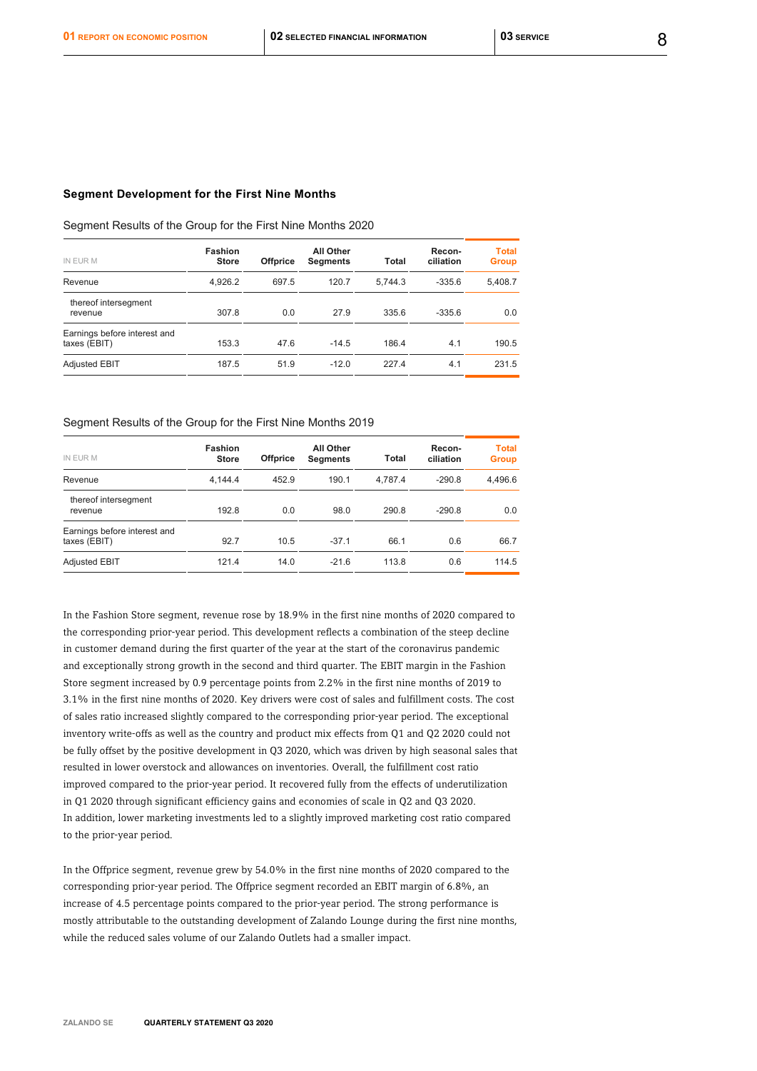### Segment Development for the First Nine Months

Segment Results of the Group for the First Nine Months 2020

| IN EUR M | Fashion Store | Offprice | All Other Segments | Total | Recon-ciliation | Total Group |
|---|---|---|---|---|---|---|
| Revenue | 4,926.2 | 697.5 | 120.7 | 5,744.3 | -335.6 | 5,408.7 |
| thereof intersegment revenue | 307.8 | 0.0 | 27.9 | 335.6 | -335.6 | 0.0 |
| Earnings before interest and taxes (EBIT) | 153.3 | 47.6 | -14.5 | 186.4 | 4.1 | 190.5 |
| Adjusted EBIT | 187.5 | 51.9 | -12.0 | 227.4 | 4.1 | 231.5 |

Segment Results of the Group for the First Nine Months 2019

| IN EUR M | Fashion Store | Offprice | All Other Segments | Total | Recon-ciliation | Total Group |
|---|---|---|---|---|---|---|
| Revenue | 4,144.4 | 452.9 | 190.1 | 4,787.4 | -290.8 | 4,496.6 |
| thereof intersegment revenue | 192.8 | 0.0 | 98.0 | 290.8 | -290.8 | 0.0 |
| Earnings before interest and taxes (EBIT) | 92.7 | 10.5 | -37.1 | 66.1 | 0.6 | 66.7 |
| Adjusted EBIT | 121.4 | 14.0 | -21.6 | 113.8 | 0.6 | 114.5 |

In the Fashion Store segment, revenue rose by 18.9% in the first nine months of 2020 compared to the corresponding prior-year period. This development reflects a combination of the steep decline in customer demand during the first quarter of the year at the start of the coronavirus pandemic and exceptionally strong growth in the second and third quarter. The EBIT margin in the Fashion Store segment increased by 0.9 percentage points from 2.2% in the first nine months of 2019 to 3.1% in the first nine months of 2020. Key drivers were cost of sales and fulfillment costs. The cost of sales ratio increased slightly compared to the corresponding prior-year period. The exceptional inventory write-offs as well as the country and product mix effects from Q1 and Q2 2020 could not be fully offset by the positive development in Q3 2020, which was driven by high seasonal sales that resulted in lower overstock and allowances on inventories. Overall, the fulfillment cost ratio improved compared to the prior-year period. It recovered fully from the effects of underutilization in Q1 2020 through significant efficiency gains and economies of scale in Q2 and Q3 2020. In addition, lower marketing investments led to a slightly improved marketing cost ratio compared to the prior-year period.

In the Offprice segment, revenue grew by 54.0% in the first nine months of 2020 compared to the corresponding prior-year period. The Offprice segment recorded an EBIT margin of 6.8%, an increase of 4.5 percentage points compared to the prior-year period. The strong performance is mostly attributable to the outstanding development of Zalando Lounge during the first nine months, while the reduced sales volume of our Zalando Outlets had a smaller impact.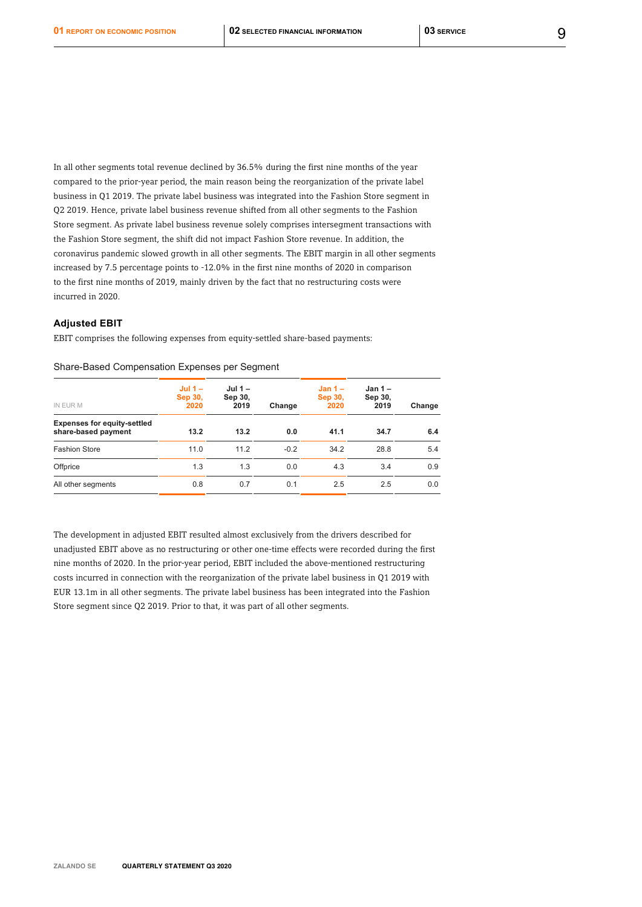In all other segments total revenue declined by 36.5% during the first nine months of the year compared to the prior-year period, the main reason being the reorganization of the private label business in Q1 2019. The private label business was integrated into the Fashion Store segment in Q2 2019. Hence, private label business revenue shifted from all other segments to the Fashion Store segment. As private label business revenue solely comprises intersegment transactions with the Fashion Store segment, the shift did not impact Fashion Store revenue. In addition, the coronavirus pandemic slowed growth in all other segments. The EBIT margin in all other segments increased by 7.5 percentage points to -12.0% in the first nine months of 2020 in comparison to the first nine months of 2019, mainly driven by the fact that no restructuring costs were incurred in 2020.

### Adjusted EBIT

EBIT comprises the following expenses from equity-settled share-based payments:

Share-Based Compensation Expenses per Segment

| IN EUR M | Jul 1 – Sep 30, 2020 | Jul 1 – Sep 30, 2019 | Change | Jan 1 – Sep 30, 2020 | Jan 1 – Sep 30, 2019 | Change |
|---|---|---|---|---|---|---|
| **Expenses for equity-settled share-based payment** | **13.2** | **13.2** | **0.0** | **41.1** | **34.7** | **6.4** |
| Fashion Store | 11.0 | 11.2 | -0.2 | 34.2 | 28.8 | 5.4 |
| Offprice | 1.3 | 1.3 | 0.0 | 4.3 | 3.4 | 0.9 |
| All other segments | 0.8 | 0.7 | 0.1 | 2.5 | 2.5 | 0.0 |

The development in adjusted EBIT resulted almost exclusively from the drivers described for unadjusted EBIT above as no restructuring or other one-time effects were recorded during the first nine months of 2020. In the prior-year period, EBIT included the above-mentioned restructuring costs incurred in connection with the reorganization of the private label business in Q1 2019 with EUR 13.1m in all other segments. The private label business has been integrated into the Fashion Store segment since Q2 2019. Prior to that, it was part of all other segments.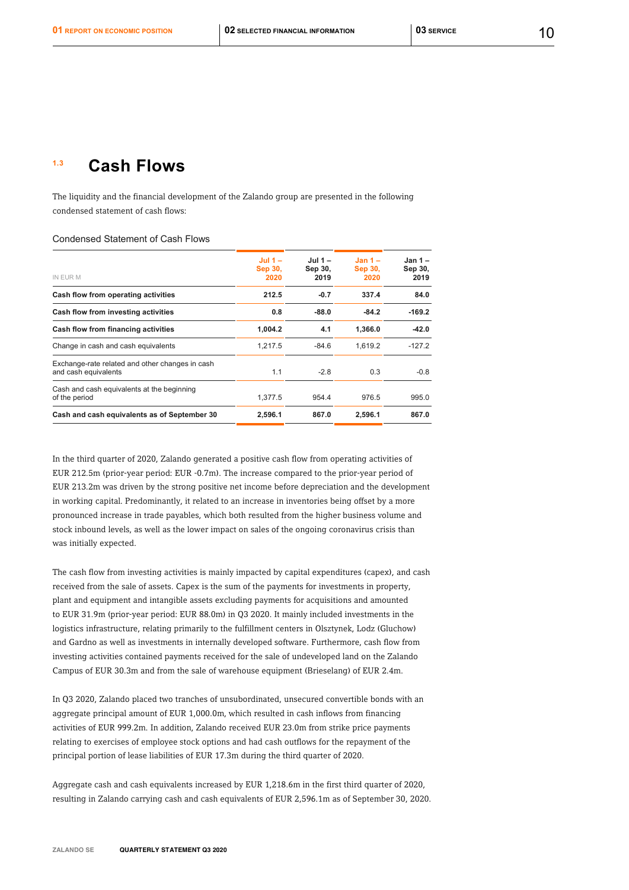## 1.3 Cash Flows

The liquidity and the financial development of the Zalando group are presented in the following condensed statement of cash flows:

Condensed Statement of Cash Flows

| IN EUR M | Jul 1 – Sep 30, 2020 | Jul 1 – Sep 30, 2019 | Jan 1 – Sep 30, 2020 | Jan 1 – Sep 30, 2019 |
|---|---|---|---|---|
| **Cash flow from operating activities** | **212.5** | **-0.7** | **337.4** | **84.0** |
| **Cash flow from investing activities** | **0.8** | **-88.0** | **-84.2** | **-169.2** |
| **Cash flow from financing activities** | **1,004.2** | **4.1** | **1,366.0** | **-42.0** |
| Change in cash and cash equivalents | 1,217.5 | -84.6 | 1,619.2 | -127.2 |
| Exchange-rate related and other changes in cash and cash equivalents | 1.1 | -2.8 | 0.3 | -0.8 |
| Cash and cash equivalents at the beginning of the period | 1,377.5 | 954.4 | 976.5 | 995.0 |
| **Cash and cash equivalents as of September 30** | **2,596.1** | **867.0** | **2,596.1** | **867.0** |

In the third quarter of 2020, Zalando generated a positive cash flow from operating activities of EUR 212.5m (prior-year period: EUR -0.7m). The increase compared to the prior-year period of EUR 213.2m was driven by the strong positive net income before depreciation and the development in working capital. Predominantly, it related to an increase in inventories being offset by a more pronounced increase in trade payables, which both resulted from the higher business volume and stock inbound levels, as well as the lower impact on sales of the ongoing coronavirus crisis than was initially expected.

The cash flow from investing activities is mainly impacted by capital expenditures (capex), and cash received from the sale of assets. Capex is the sum of the payments for investments in property, plant and equipment and intangible assets excluding payments for acquisitions and amounted to EUR 31.9m (prior-year period: EUR 88.0m) in Q3 2020. It mainly included investments in the logistics infrastructure, relating primarily to the fulfillment centers in Olsztynek, Lodz (Gluchow) and Gardno as well as investments in internally developed software. Furthermore, cash flow from investing activities contained payments received for the sale of undeveloped land on the Zalando Campus of EUR 30.3m and from the sale of warehouse equipment (Brieselang) of EUR 2.4m.

In Q3 2020, Zalando placed two tranches of unsubordinated, unsecured convertible bonds with an aggregate principal amount of EUR 1,000.0m, which resulted in cash inflows from financing activities of EUR 999.2m. In addition, Zalando received EUR 23.0m from strike price payments relating to exercises of employee stock options and had cash outflows for the repayment of the principal portion of lease liabilities of EUR 17.3m during the third quarter of 2020.

Aggregate cash and cash equivalents increased by EUR 1,218.6m in the first third quarter of 2020, resulting in Zalando carrying cash and cash equivalents of EUR 2,596.1m as of September 30, 2020.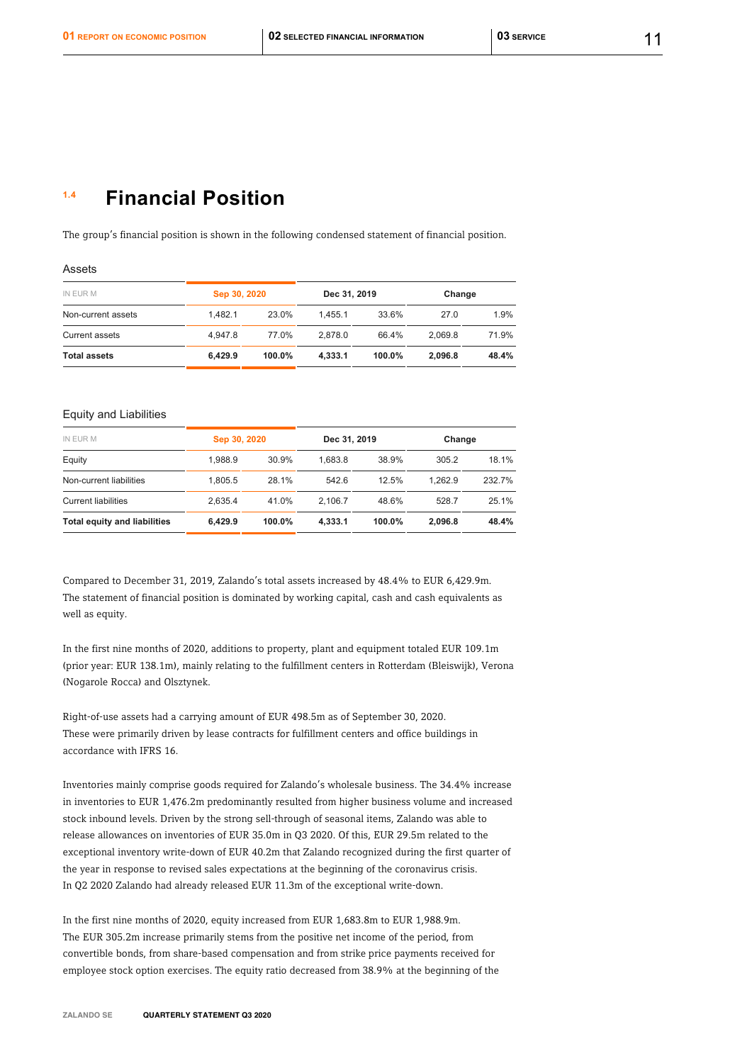## 1.4 Financial Position

The group's financial position is shown in the following condensed statement of financial position.

Assets

| IN EUR M | Sep 30, 2020 | | Dec 31, 2019 | | Change | |
|---|---|---|---|---|---|---|
| Non-current assets | 1,482.1 | 23.0% | 1,455.1 | 33.6% | 27.0 | 1.9% |
| Current assets | 4,947.8 | 77.0% | 2,878.0 | 66.4% | 2,069.8 | 71.9% |
| **Total assets** | **6,429.9** | **100.0%** | **4,333.1** | **100.0%** | **2,096.8** | **48.4%** |

Equity and Liabilities

| IN EUR M | Sep 30, 2020 | | Dec 31, 2019 | | Change | |
|---|---|---|---|---|---|---|
| Equity | 1,988.9 | 30.9% | 1,683.8 | 38.9% | 305.2 | 18.1% |
| Non-current liabilities | 1,805.5 | 28.1% | 542.6 | 12.5% | 1,262.9 | 232.7% |
| Current liabilities | 2,635.4 | 41.0% | 2,106.7 | 48.6% | 528.7 | 25.1% |
| **Total equity and liabilities** | **6,429.9** | **100.0%** | **4,333.1** | **100.0%** | **2,096.8** | **48.4%** |

Compared to December 31, 2019, Zalando's total assets increased by 48.4% to EUR 6,429.9m. The statement of financial position is dominated by working capital, cash and cash equivalents as well as equity.

In the first nine months of 2020, additions to property, plant and equipment totaled EUR 109.1m (prior year: EUR 138.1m), mainly relating to the fulfillment centers in Rotterdam (Bleiswijk), Verona (Nogarole Rocca) and Olsztynek.

Right-of-use assets had a carrying amount of EUR 498.5m as of September 30, 2020. These were primarily driven by lease contracts for fulfillment centers and office buildings in accordance with IFRS 16.

Inventories mainly comprise goods required for Zalando's wholesale business. The 34.4% increase in inventories to EUR 1,476.2m predominantly resulted from higher business volume and increased stock inbound levels. Driven by the strong sell-through of seasonal items, Zalando was able to release allowances on inventories of EUR 35.0m in Q3 2020. Of this, EUR 29.5m related to the exceptional inventory write-down of EUR 40.2m that Zalando recognized during the first quarter of the year in response to revised sales expectations at the beginning of the coronavirus crisis. In Q2 2020 Zalando had already released EUR 11.3m of the exceptional write-down.

In the first nine months of 2020, equity increased from EUR 1,683.8m to EUR 1,988.9m. The EUR 305.2m increase primarily stems from the positive net income of the period, from convertible bonds, from share-based compensation and from strike price payments received for employee stock option exercises. The equity ratio decreased from 38.9% at the beginning of the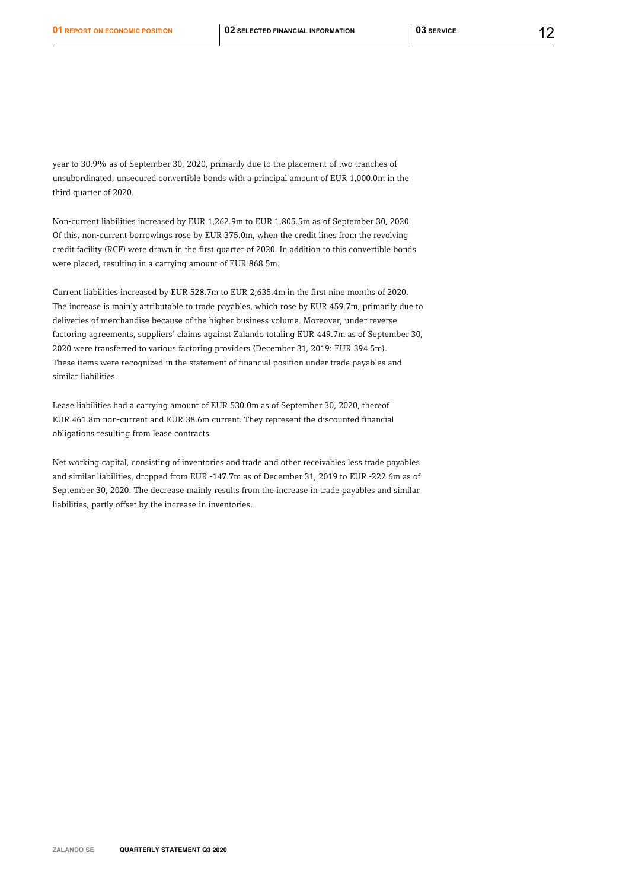year to 30.9% as of September 30, 2020, primarily due to the placement of two tranches of unsubordinated, unsecured convertible bonds with a principal amount of EUR 1,000.0m in the third quarter of 2020.

Non-current liabilities increased by EUR 1,262.9m to EUR 1,805.5m as of September 30, 2020. Of this, non-current borrowings rose by EUR 375.0m, when the credit lines from the revolving credit facility (RCF) were drawn in the first quarter of 2020. In addition to this convertible bonds were placed, resulting in a carrying amount of EUR 868.5m.

Current liabilities increased by EUR 528.7m to EUR 2,635.4m in the first nine months of 2020. The increase is mainly attributable to trade payables, which rose by EUR 459.7m, primarily due to deliveries of merchandise because of the higher business volume. Moreover, under reverse factoring agreements, suppliers' claims against Zalando totaling EUR 449.7m as of September 30, 2020 were transferred to various factoring providers (December 31, 2019: EUR 394.5m). These items were recognized in the statement of financial position under trade payables and similar liabilities.

Lease liabilities had a carrying amount of EUR 530.0m as of September 30, 2020, thereof EUR 461.8m non-current and EUR 38.6m current. They represent the discounted financial obligations resulting from lease contracts.

Net working capital, consisting of inventories and trade and other receivables less trade payables and similar liabilities, dropped from EUR -147.7m as of December 31, 2019 to EUR -222.6m as of September 30, 2020. The decrease mainly results from the increase in trade payables and similar liabilities, partly offset by the increase in inventories.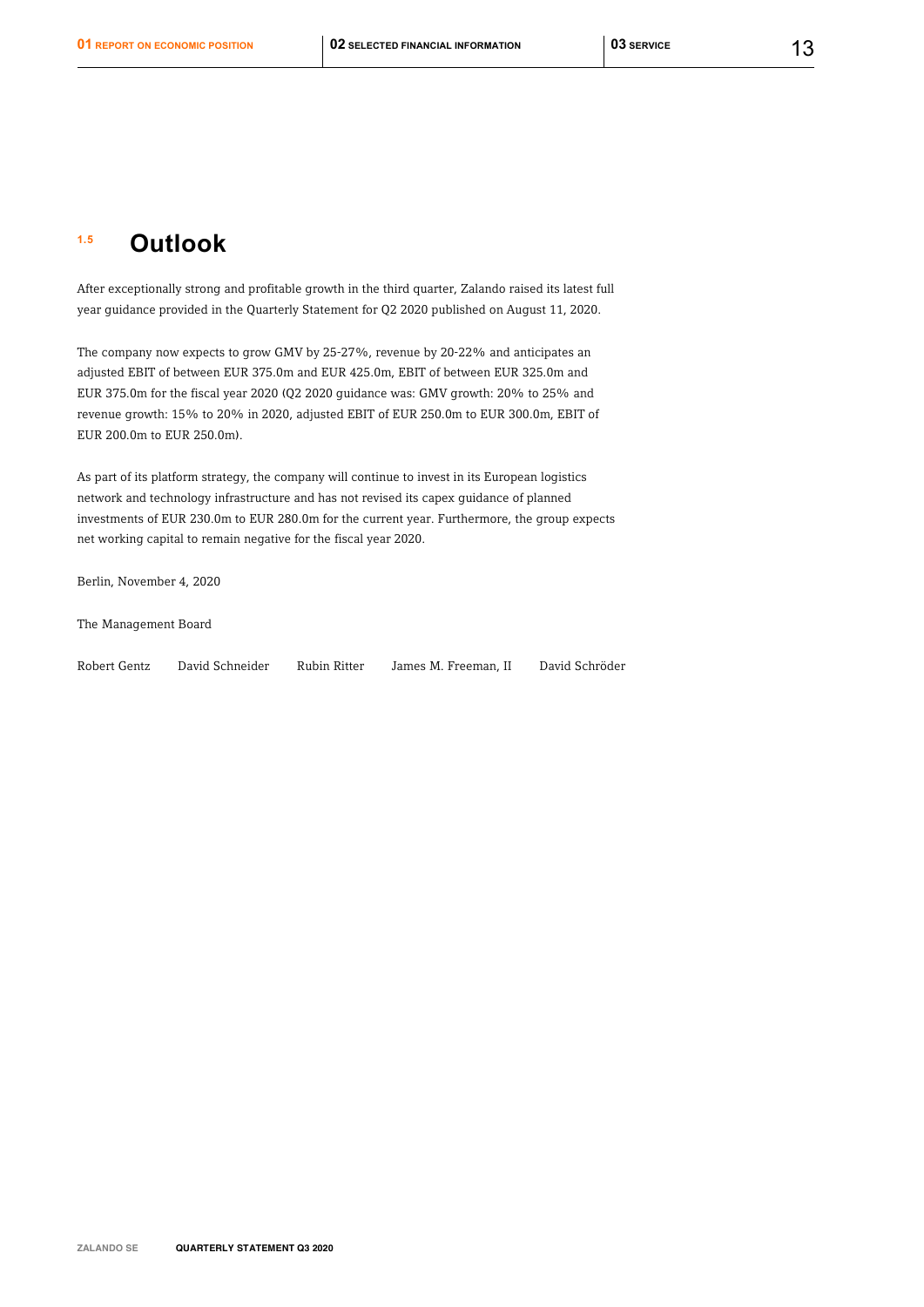## 1.5 Outlook

After exceptionally strong and profitable growth in the third quarter, Zalando raised its latest full year guidance provided in the Quarterly Statement for Q2 2020 published on August 11, 2020.

The company now expects to grow GMV by 25-27%, revenue by 20-22% and anticipates an adjusted EBIT of between EUR 375.0m and EUR 425.0m, EBIT of between EUR 325.0m and EUR 375.0m for the fiscal year 2020 (Q2 2020 guidance was: GMV growth: 20% to 25% and revenue growth: 15% to 20% in 2020, adjusted EBIT of EUR 250.0m to EUR 300.0m, EBIT of EUR 200.0m to EUR 250.0m).

As part of its platform strategy, the company will continue to invest in its European logistics network and technology infrastructure and has not revised its capex guidance of planned investments of EUR 230.0m to EUR 280.0m for the current year. Furthermore, the group expects net working capital to remain negative for the fiscal year 2020.

Berlin, November 4, 2020

The Management Board

Robert Gentz David Schneider Rubin Ritter James M. Freeman, II David Schröder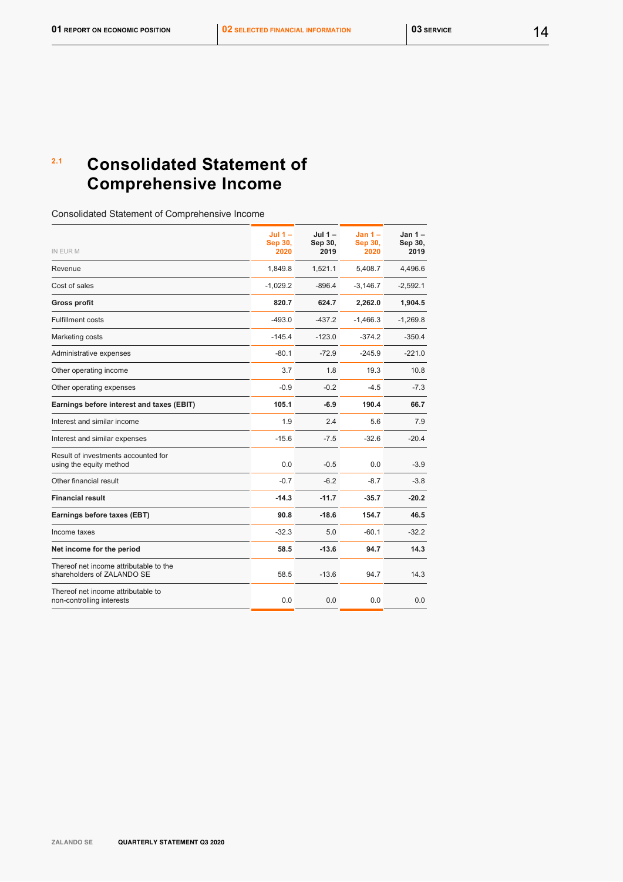## 2.1 Consolidated Statement of Comprehensive Income

Consolidated Statement of Comprehensive Income

| IN EUR M | Jul 1 – Sep 30, 2020 | Jul 1 – Sep 30, 2019 | Jan 1 – Sep 30, 2020 | Jan 1 – Sep 30, 2019 |
|---|---|---|---|---|
| Revenue | 1,849.8 | 1,521.1 | 5,408.7 | 4,496.6 |
| Cost of sales | -1,029.2 | -896.4 | -3,146.7 | -2,592.1 |
| **Gross profit** | **820.7** | **624.7** | **2,262.0** | **1,904.5** |
| Fulfillment costs | -493.0 | -437.2 | -1,466.3 | -1,269.8 |
| Marketing costs | -145.4 | -123.0 | -374.2 | -350.4 |
| Administrative expenses | -80.1 | -72.9 | -245.9 | -221.0 |
| Other operating income | 3.7 | 1.8 | 19.3 | 10.8 |
| Other operating expenses | -0.9 | -0.2 | -4.5 | -7.3 |
| **Earnings before interest and taxes (EBIT)** | **105.1** | **-6.9** | **190.4** | **66.7** |
| Interest and similar income | 1.9 | 2.4 | 5.6 | 7.9 |
| Interest and similar expenses | -15.6 | -7.5 | -32.6 | -20.4 |
| Result of investments accounted for using the equity method | 0.0 | -0.5 | 0.0 | -3.9 |
| Other financial result | -0.7 | -6.2 | -8.7 | -3.8 |
| **Financial result** | **-14.3** | **-11.7** | **-35.7** | **-20.2** |
| **Earnings before taxes (EBT)** | **90.8** | **-18.6** | **154.7** | **46.5** |
| Income taxes | -32.3 | 5.0 | -60.1 | -32.2 |
| **Net income for the period** | **58.5** | **-13.6** | **94.7** | **14.3** |
| Thereof net income attributable to the shareholders of ZALANDO SE | 58.5 | -13.6 | 94.7 | 14.3 |
| Thereof net income attributable to non-controlling interests | 0.0 | 0.0 | 0.0 | 0.0 |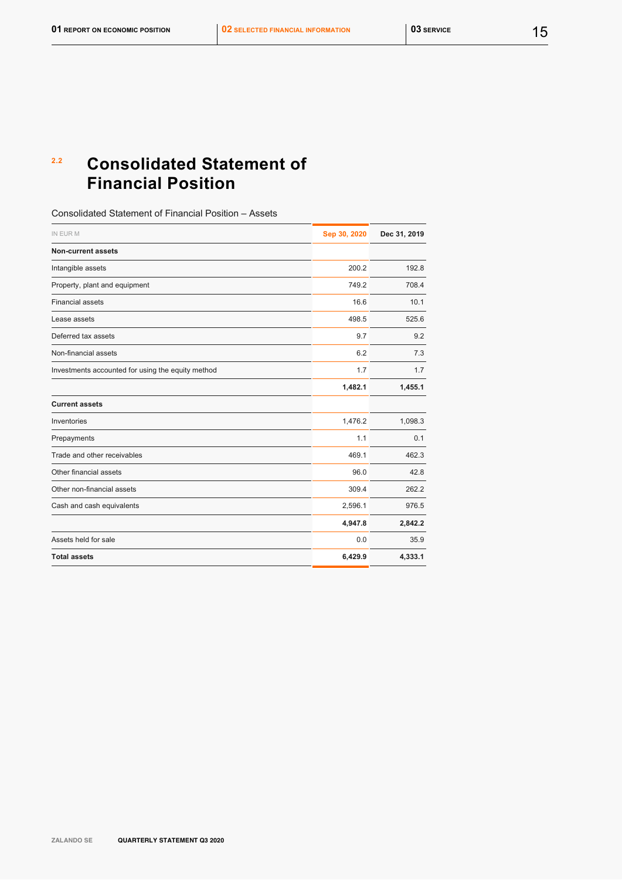## 2.2 Consolidated Statement of Financial Position

Consolidated Statement of Financial Position – Assets

| IN EUR M | Sep 30, 2020 | Dec 31, 2019 |
|---|---|---|
| **Non-current assets** | | |
| Intangible assets | 200.2 | 192.8 |
| Property, plant and equipment | 749.2 | 708.4 |
| Financial assets | 16.6 | 10.1 |
| Lease assets | 498.5 | 525.6 |
| Deferred tax assets | 9.7 | 9.2 |
| Non-financial assets | 6.2 | 7.3 |
| Investments accounted for using the equity method | 1.7 | 1.7 |
| | **1,482.1** | **1,455.1** |
| **Current assets** | | |
| Inventories | 1,476.2 | 1,098.3 |
| Prepayments | 1.1 | 0.1 |
| Trade and other receivables | 469.1 | 462.3 |
| Other financial assets | 96.0 | 42.8 |
| Other non-financial assets | 309.4 | 262.2 |
| Cash and cash equivalents | 2,596.1 | 976.5 |
| | **4,947.8** | **2,842.2** |
| Assets held for sale | 0.0 | 35.9 |
| **Total assets** | **6,429.9** | **4,333.1** |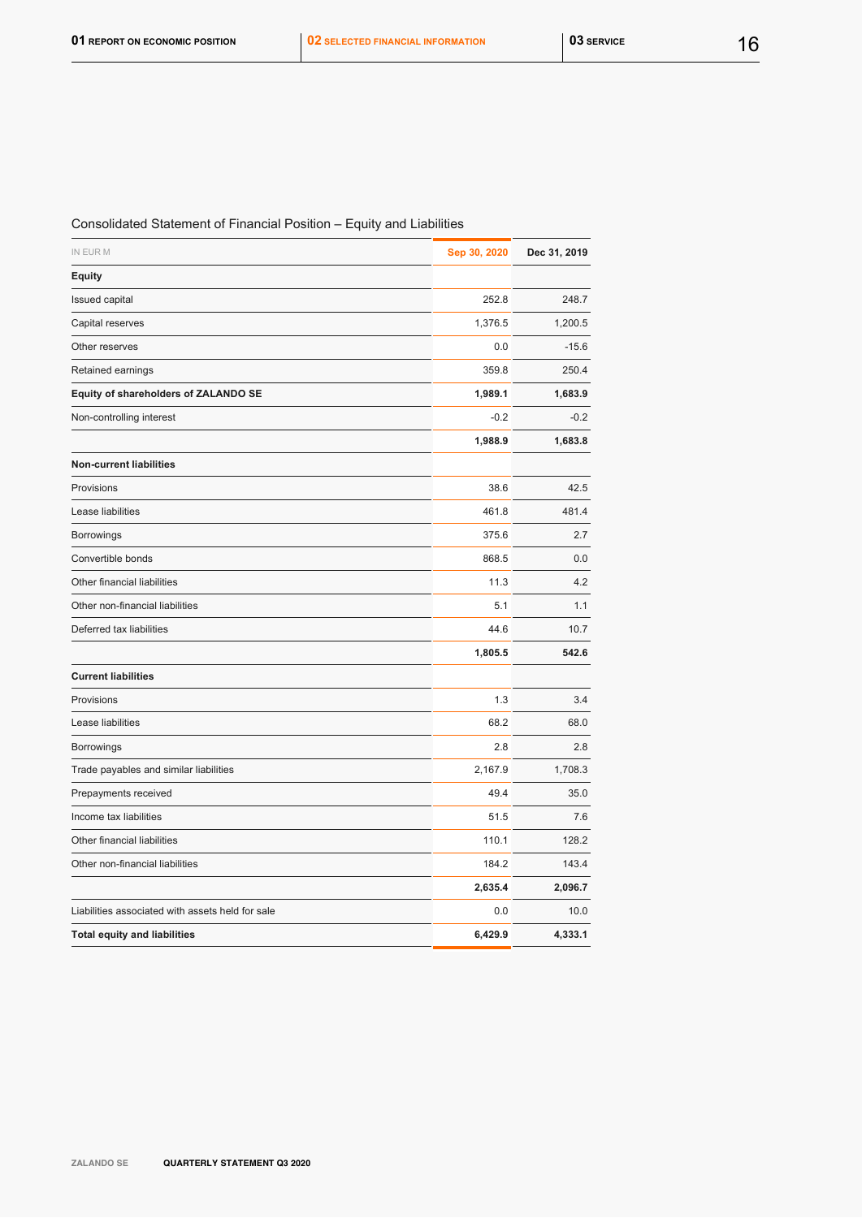## Consolidated Statement of Financial Position – Equity and Liabilities

| IN EUR M | Sep 30, 2020 | Dec 31, 2019 |
|---|---|---|
| **Equity** | | |
| Issued capital | 252.8 | 248.7 |
| Capital reserves | 1,376.5 | 1,200.5 |
| Other reserves | 0.0 | -15.6 |
| Retained earnings | 359.8 | 250.4 |
| **Equity of shareholders of ZALANDO SE** | **1,989.1** | **1,683.9** |
| Non-controlling interest | -0.2 | -0.2 |
| | **1,988.9** | **1,683.8** |
| **Non-current liabilities** | | |
| Provisions | 38.6 | 42.5 |
| Lease liabilities | 461.8 | 481.4 |
| Borrowings | 375.6 | 2.7 |
| Convertible bonds | 868.5 | 0.0 |
| Other financial liabilities | 11.3 | 4.2 |
| Other non-financial liabilities | 5.1 | 1.1 |
| Deferred tax liabilities | 44.6 | 10.7 |
| | **1,805.5** | **542.6** |
| **Current liabilities** | | |
| Provisions | 1.3 | 3.4 |
| Lease liabilities | 68.2 | 68.0 |
| Borrowings | 2.8 | 2.8 |
| Trade payables and similar liabilities | 2,167.9 | 1,708.3 |
| Prepayments received | 49.4 | 35.0 |
| Income tax liabilities | 51.5 | 7.6 |
| Other financial liabilities | 110.1 | 128.2 |
| Other non-financial liabilities | 184.2 | 143.4 |
| | **2,635.4** | **2,096.7** |
| Liabilities associated with assets held for sale | 0.0 | 10.0 |
| **Total equity and liabilities** | **6,429.9** | **4,333.1** |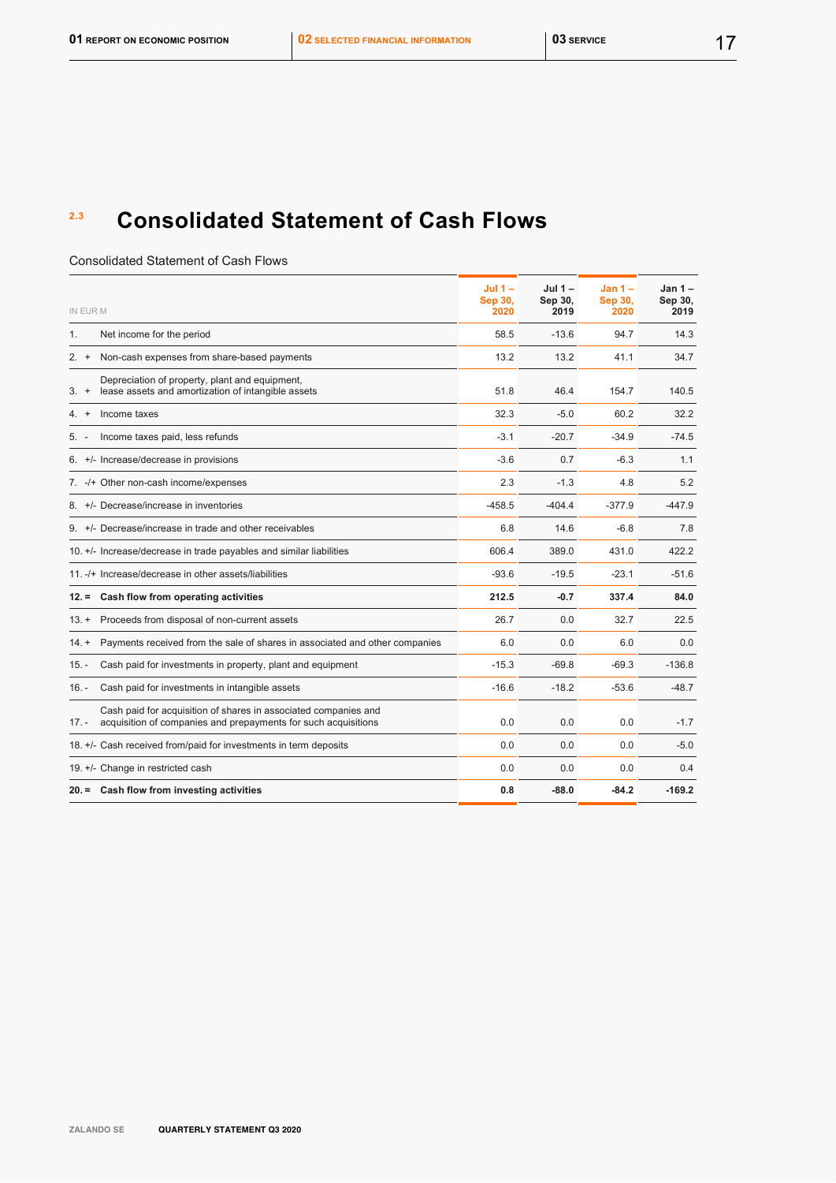## 2.3 Consolidated Statement of Cash Flows

Consolidated Statement of Cash Flows

| IN EUR M | Jul 1 – Sep 30, 2020 | Jul 1 – Sep 30, 2019 | Jan 1 – Sep 30, 2020 | Jan 1 – Sep 30, 2019 |
|---|---|---|---|---|
| 1. Net income for the period | 58.5 | -13.6 | 94.7 | 14.3 |
| 2. + Non-cash expenses from share-based payments | 13.2 | 13.2 | 41.1 | 34.7 |
| 3. + Depreciation of property, plant and equipment, lease assets and amortization of intangible assets | 51.8 | 46.4 | 154.7 | 140.5 |
| 4. + Income taxes | 32.3 | -5.0 | 60.2 | 32.2 |
| 5. - Income taxes paid, less refunds | -3.1 | -20.7 | -34.9 | -74.5 |
| 6. +/- Increase/decrease in provisions | -3.6 | 0.7 | -6.3 | 1.1 |
| 7. -/+ Other non-cash income/expenses | 2.3 | -1.3 | 4.8 | 5.2 |
| 8. +/- Decrease/increase in inventories | -458.5 | -404.4 | -377.9 | -447.9 |
| 9. +/- Decrease/increase in trade and other receivables | 6.8 | 14.6 | -6.8 | 7.8 |
| 10. +/- Increase/decrease in trade payables and similar liabilities | 606.4 | 389.0 | 431.0 | 422.2 |
| 11. -/+ Increase/decrease in other assets/liabilities | -93.6 | -19.5 | -23.1 | -51.6 |
| **12. = Cash flow from operating activities** | **212.5** | **-0.7** | **337.4** | **84.0** |
| 13. + Proceeds from disposal of non-current assets | 26.7 | 0.0 | 32.7 | 22.5 |
| 14. + Payments received from the sale of shares in associated and other companies | 6.0 | 0.0 | 6.0 | 0.0 |
| 15. - Cash paid for investments in property, plant and equipment | -15.3 | -69.8 | -69.3 | -136.8 |
| 16. - Cash paid for investments in intangible assets | -16.6 | -18.2 | -53.6 | -48.7 |
| 17. - Cash paid for acquisition of shares in associated companies and acquisition of companies and prepayments for such acquisitions | 0.0 | 0.0 | 0.0 | -1.7 |
| 18. +/- Cash received from/paid for investments in term deposits | 0.0 | 0.0 | 0.0 | -5.0 |
| 19. +/- Change in restricted cash | 0.0 | 0.0 | 0.0 | 0.4 |
| **20. = Cash flow from investing activities** | **0.8** | **-88.0** | **-84.2** | **-169.2** |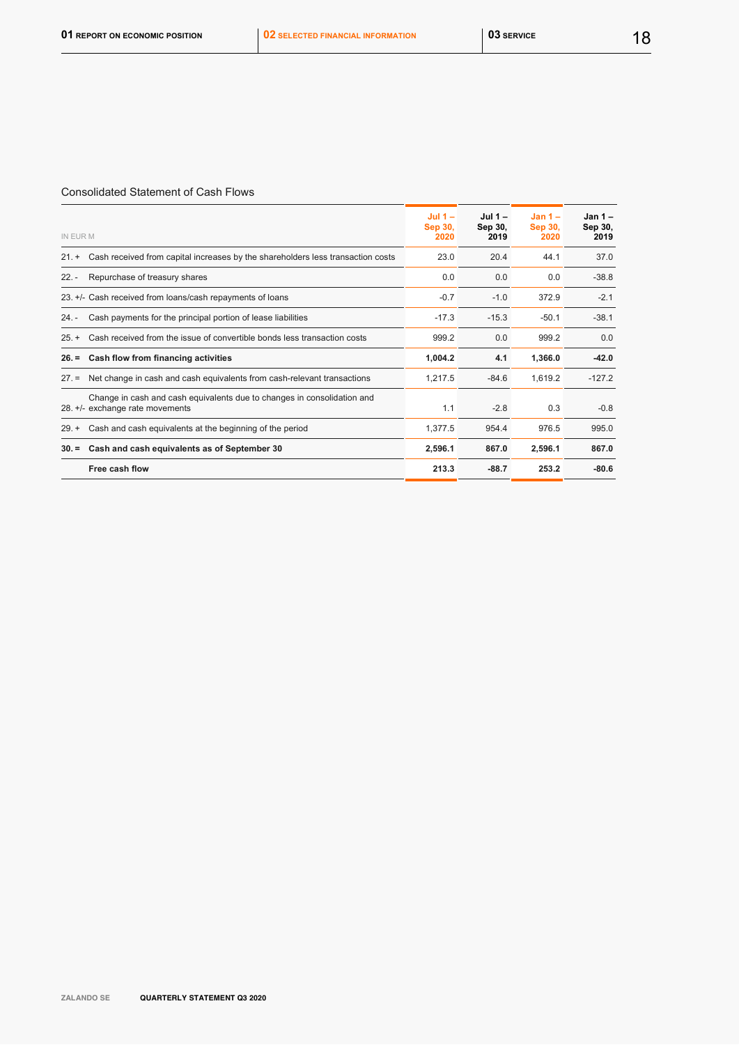Consolidated Statement of Cash Flows

| IN EUR M | | Jul 1 – Sep 30, 2020 | Jul 1 – Sep 30, 2019 | Jan 1 – Sep 30, 2020 | Jan 1 – Sep 30, 2019 |
|---|---|---|---|---|---|
| 21. + | Cash received from capital increases by the shareholders less transaction costs | 23.0 | 20.4 | 44.1 | 37.0 |
| 22. - | Repurchase of treasury shares | 0.0 | 0.0 | 0.0 | -38.8 |
| 23. +/- | Cash received from loans/cash repayments of loans | -0.7 | -1.0 | 372.9 | -2.1 |
| 24. - | Cash payments for the principal portion of lease liabilities | -17.3 | -15.3 | -50.1 | -38.1 |
| 25. + | Cash received from the issue of convertible bonds less transaction costs | 999.2 | 0.0 | 999.2 | 0.0 |
| **26. =** | **Cash flow from financing activities** | **1,004.2** | **4.1** | **1,366.0** | **-42.0** |
| 27. = | Net change in cash and cash equivalents from cash-relevant transactions | 1,217.5 | -84.6 | 1,619.2 | -127.2 |
| 28. +/- | Change in cash and cash equivalents due to changes in consolidation and exchange rate movements | 1.1 | -2.8 | 0.3 | -0.8 |
| 29. + | Cash and cash equivalents at the beginning of the period | 1,377.5 | 954.4 | 976.5 | 995.0 |
| **30. =** | **Cash and cash equivalents as of September 30** | **2,596.1** | **867.0** | **2,596.1** | **867.0** |
| | **Free cash flow** | **213.3** | **-88.7** | **253.2** | **-80.6** |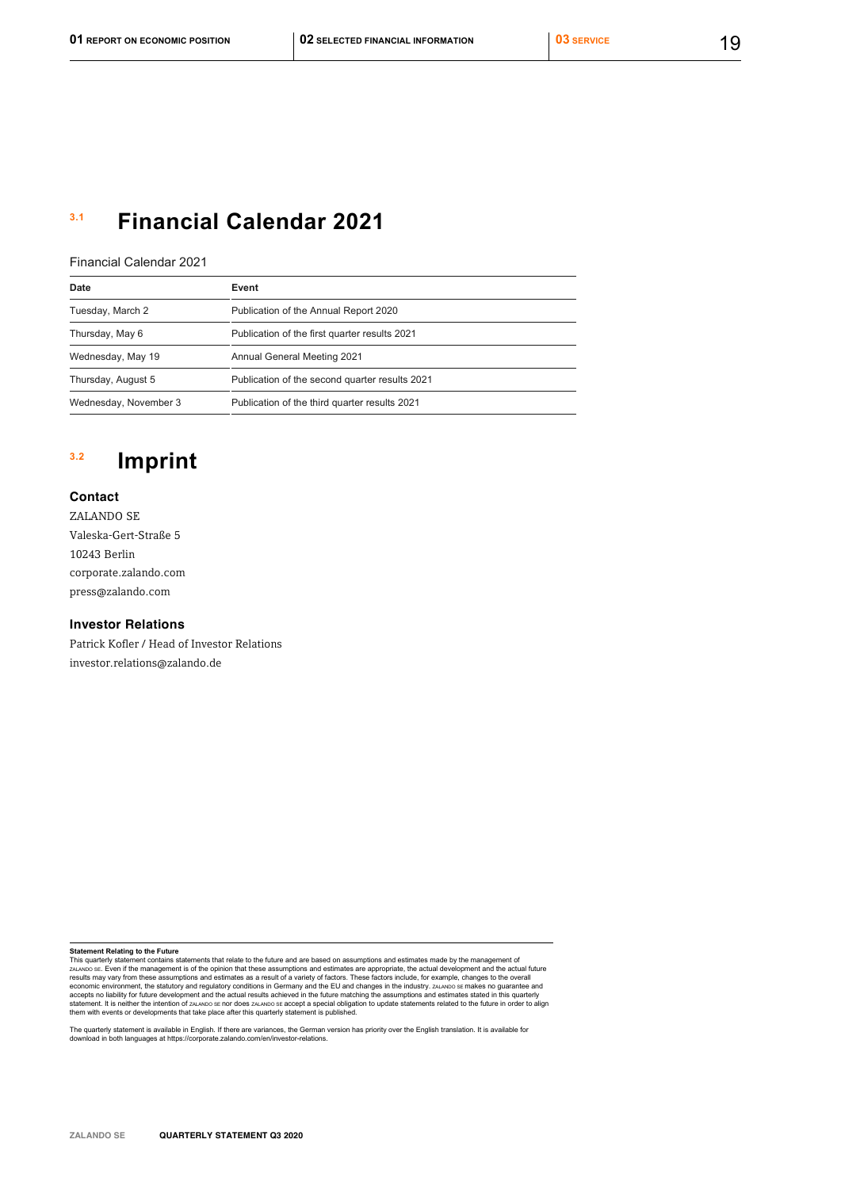## 3.1 Financial Calendar 2021

Financial Calendar 2021

| Date | Event |
|---|---|
| Tuesday, March 2 | Publication of the Annual Report 2020 |
| Thursday, May 6 | Publication of the first quarter results 2021 |
| Wednesday, May 19 | Annual General Meeting 2021 |
| Thursday, August 5 | Publication of the second quarter results 2021 |
| Wednesday, November 3 | Publication of the third quarter results 2021 |

## 3.2 Imprint

### Contact

ZALANDO SE
Valeska-Gert-Straße 5
10243 Berlin
corporate.zalando.com
press@zalando.com

### Investor Relations

Patrick Kofler / Head of Investor Relations
investor.relations@zalando.de

**Statement Relating to the Future**
This quarterly statement contains statements that relate to the future and are based on assumptions and estimates made by the management of ZALANDO SE. Even if the management is of the opinion that these assumptions and estimates are appropriate, the actual development and the actual future results may vary from these assumptions and estimates as a result of a variety of factors. These factors include, for example, changes to the overall economic environment, the statutory and regulatory conditions in Germany and the EU and changes in the industry. ZALANDO SE makes no guarantee and accepts no liability for future development and the actual results achieved in the future matching the assumptions and estimates stated in this quarterly statement. It is neither the intention of ZALANDO SE nor does ZALANDO SE accept a special obligation to update statements related to the future in order to align them with events or developments that take place after this quarterly statement is published.

The quarterly statement is available in English. If there are variances, the German version has priority over the English translation. It is available for download in both languages at https://corporate.zalando.com/en/investor-relations.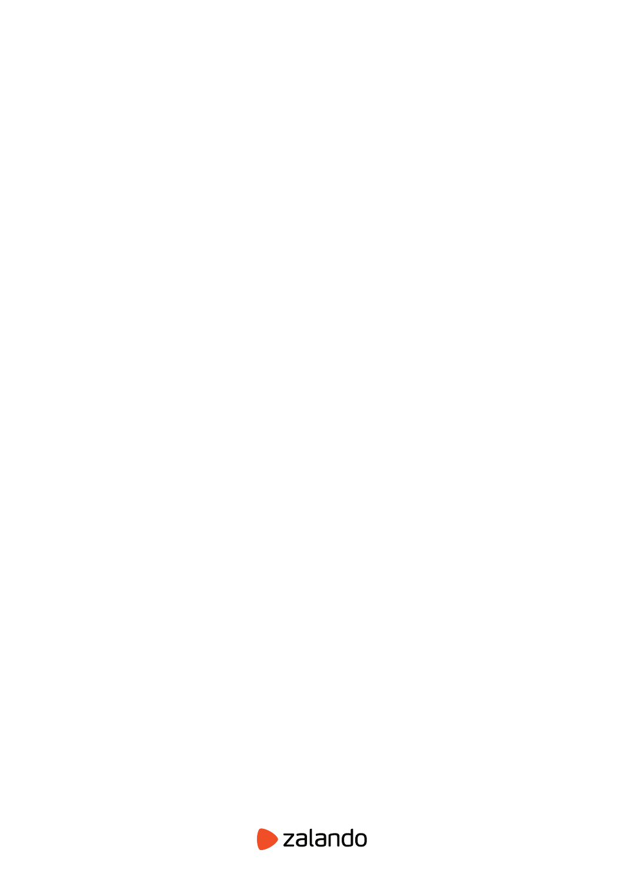zalando